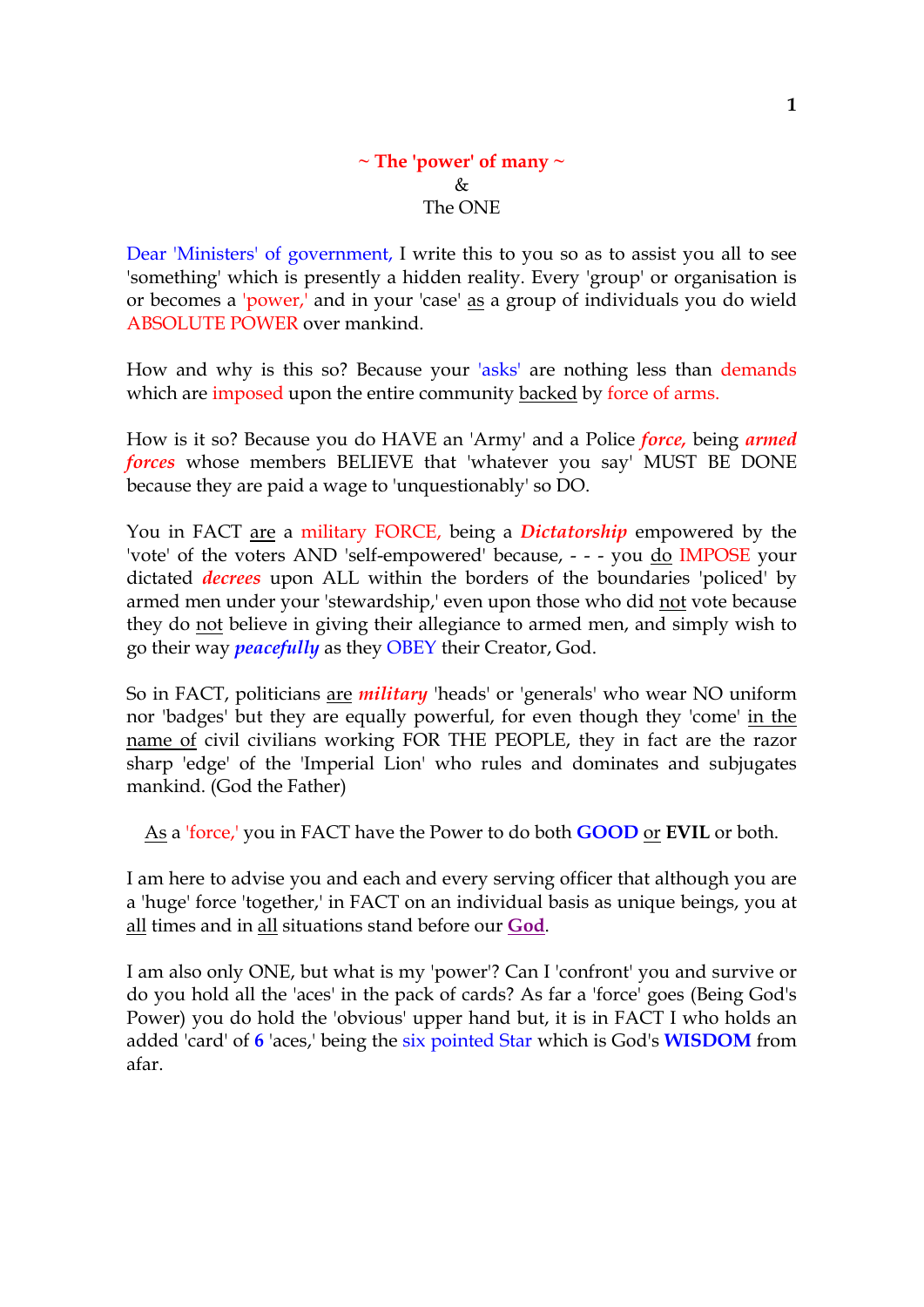**~ The 'power' of many ~**
&
The ONE

Dear 'Ministers' of government, I write this to you so as to assist you all to see 'something' which is presently a hidden reality. Every 'group' or organisation is or becomes a 'power,' and in your 'case' as a group of individuals you do wield ABSOLUTE POWER over mankind.

How and why is this so? Because your 'asks' are nothing less than demands which are imposed upon the entire community backed by force of arms.

How is it so? Because you do HAVE an 'Army' and a Police ***force,*** being ***armed forces*** whose members BELIEVE that 'whatever you say' MUST BE DONE because they are paid a wage to 'unquestionably' so DO.

You in FACT are a military FORCE, being a ***Dictatorship*** empowered by the 'vote' of the voters AND 'self-empowered' because, - - - you do IMPOSE your dictated ***decrees*** upon ALL within the borders of the boundaries 'policed' by armed men under your 'stewardship,' even upon those who did not vote because they do not believe in giving their allegiance to armed men, and simply wish to go their way ***peacefully*** as they OBEY their Creator, God.

So in FACT, politicians are ***military*** 'heads' or 'generals' who wear NO uniform nor 'badges' but they are equally powerful, for even though they 'come' in the name of civil civilians working FOR THE PEOPLE, they in fact are the razor sharp 'edge' of the 'Imperial Lion' who rules and dominates and subjugates mankind. (God the Father)

As a 'force,' you in FACT have the Power to do both **GOOD** or **EVIL** or both.

I am here to advise you and each and every serving officer that although you are a 'huge' force 'together,' in FACT on an individual basis as unique beings, you at all times and in all situations stand before our **God**.

I am also only ONE, but what is my 'power'? Can I 'confront' you and survive or do you hold all the 'aces' in the pack of cards? As far a 'force' goes (Being God's Power) you do hold the 'obvious' upper hand but, it is in FACT I who holds an added 'card' of **6** 'aces,' being the six pointed Star which is God's **WISDOM** from afar.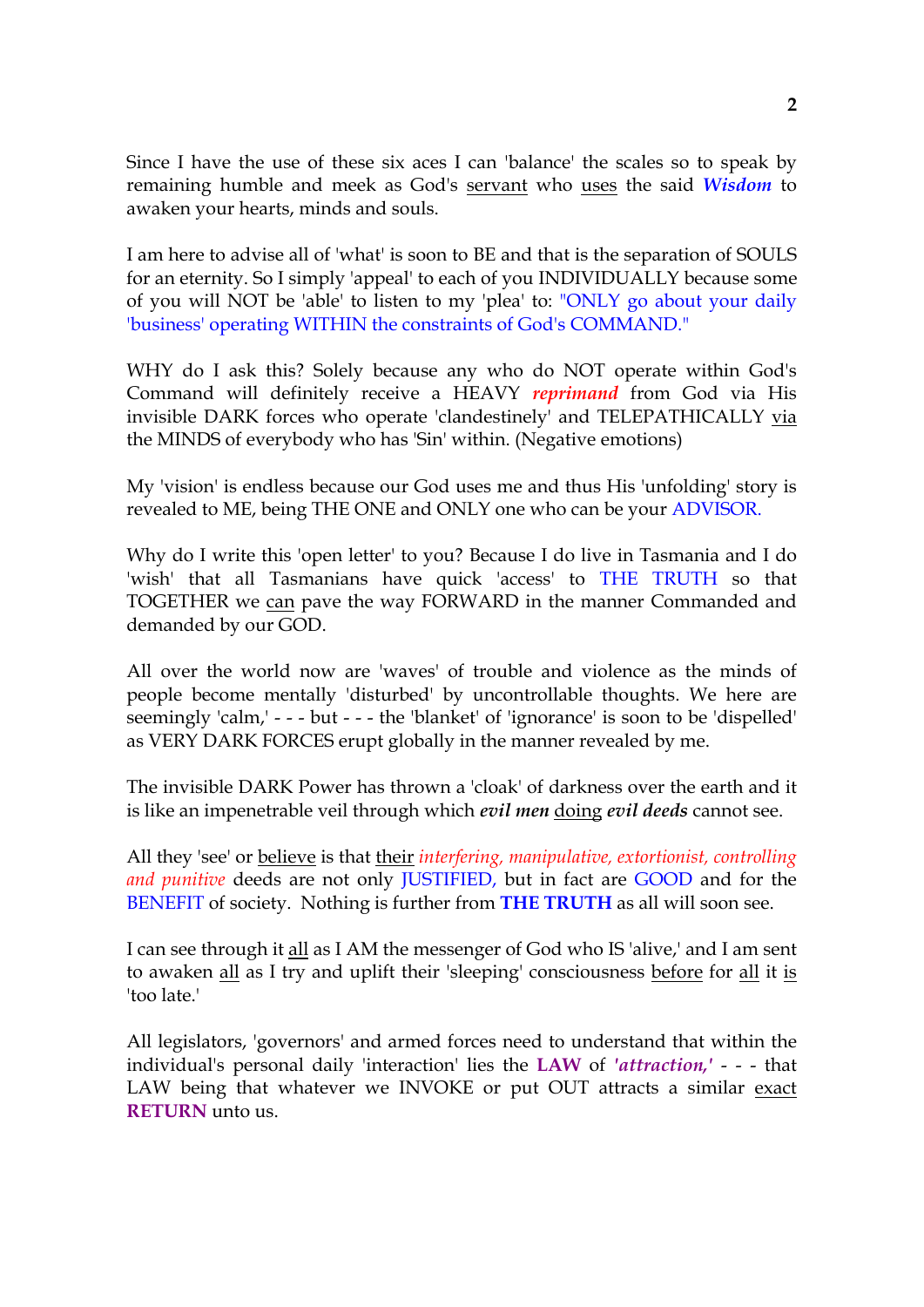Since I have the use of these six aces I can 'balance' the scales so to speak by remaining humble and meek as God's servant who uses the said ***Wisdom*** to awaken your hearts, minds and souls.

I am here to advise all of 'what' is soon to BE and that is the separation of SOULS for an eternity. So I simply 'appeal' to each of you INDIVIDUALLY because some of you will NOT be 'able' to listen to my 'plea' to: "ONLY go about your daily 'business' operating WITHIN the constraints of God's COMMAND."

WHY do I ask this? Solely because any who do NOT operate within God's Command will definitely receive a HEAVY ***reprimand*** from God via His invisible DARK forces who operate 'clandestinely' and TELEPATHICALLY via the MINDS of everybody who has 'Sin' within. (Negative emotions)

My 'vision' is endless because our God uses me and thus His 'unfolding' story is revealed to ME, being THE ONE and ONLY one who can be your ADVISOR.

Why do I write this 'open letter' to you? Because I do live in Tasmania and I do 'wish' that all Tasmanians have quick 'access' to THE TRUTH so that TOGETHER we can pave the way FORWARD in the manner Commanded and demanded by our GOD.

All over the world now are 'waves' of trouble and violence as the minds of people become mentally 'disturbed' by uncontrollable thoughts. We here are seemingly 'calm,' - - - but - - - the 'blanket' of 'ignorance' is soon to be 'dispelled' as VERY DARK FORCES erupt globally in the manner revealed by me.

The invisible DARK Power has thrown a 'cloak' of darkness over the earth and it is like an impenetrable veil through which ***evil men*** doing ***evil deeds*** cannot see.

All they 'see' or believe is that their *interfering, manipulative, extortionist, controlling and punitive* deeds are not only JUSTIFIED, but in fact are GOOD and for the BENEFIT of society. Nothing is further from **THE TRUTH** as all will soon see.

I can see through it all as I AM the messenger of God who IS 'alive,' and I am sent to awaken all as I try and uplift their 'sleeping' consciousness before for all it is 'too late.'

All legislators, 'governors' and armed forces need to understand that within the individual's personal daily 'interaction' lies the **LAW** of ***'attraction,'*** - - - that LAW being that whatever we INVOKE or put OUT attracts a similar exact **RETURN** unto us.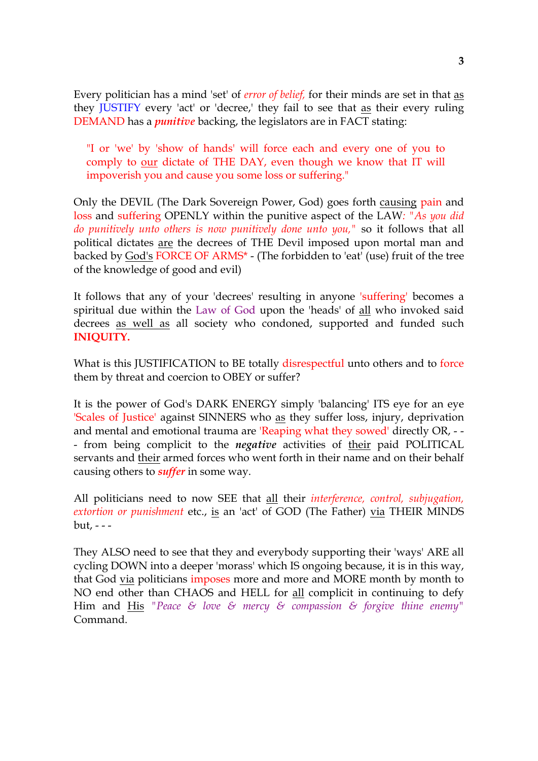Every politician has a mind 'set' of *error of belief,* for their minds are set in that as they JUSTIFY every 'act' or 'decree,' they fail to see that as their every ruling DEMAND has a ***punitive*** backing, the legislators are in FACT stating:

> "I or 'we' by 'show of hands' will force each and every one of you to comply to our dictate of THE DAY, even though we know that IT will impoverish you and cause you some loss or suffering."

Only the DEVIL (The Dark Sovereign Power, God) goes forth causing pain and loss and suffering OPENLY within the punitive aspect of the LAW*: "As you did do punitively unto others is now punitively done unto you,"* so it follows that all political dictates are the decrees of THE Devil imposed upon mortal man and backed by God's FORCE OF ARMS* - (The forbidden to 'eat' (use) fruit of the tree of the knowledge of good and evil)

It follows that any of your 'decrees' resulting in anyone 'suffering' becomes a spiritual due within the Law of God upon the 'heads' of all who invoked said decrees as well as all society who condoned, supported and funded such **INIQUITY.**

What is this JUSTIFICATION to BE totally disrespectful unto others and to force them by threat and coercion to OBEY or suffer?

It is the power of God's DARK ENERGY simply 'balancing' ITS eye for an eye 'Scales of Justice' against SINNERS who as they suffer loss, injury, deprivation and mental and emotional trauma are 'Reaping what they sowed' directly OR, - - - from being complicit to the ***negative*** activities of their paid POLITICAL servants and their armed forces who went forth in their name and on their behalf causing others to ***suffer*** in some way.

All politicians need to now SEE that all their *interference, control, subjugation, extortion or punishment* etc., is an 'act' of GOD (The Father) via THEIR MINDS but, - - -

They ALSO need to see that they and everybody supporting their 'ways' ARE all cycling DOWN into a deeper 'morass' which IS ongoing because, it is in this way, that God via politicians imposes more and more and MORE month by month to NO end other than CHAOS and HELL for all complicit in continuing to defy Him and His *"Peace & love & mercy & compassion & forgive thine enemy"* Command.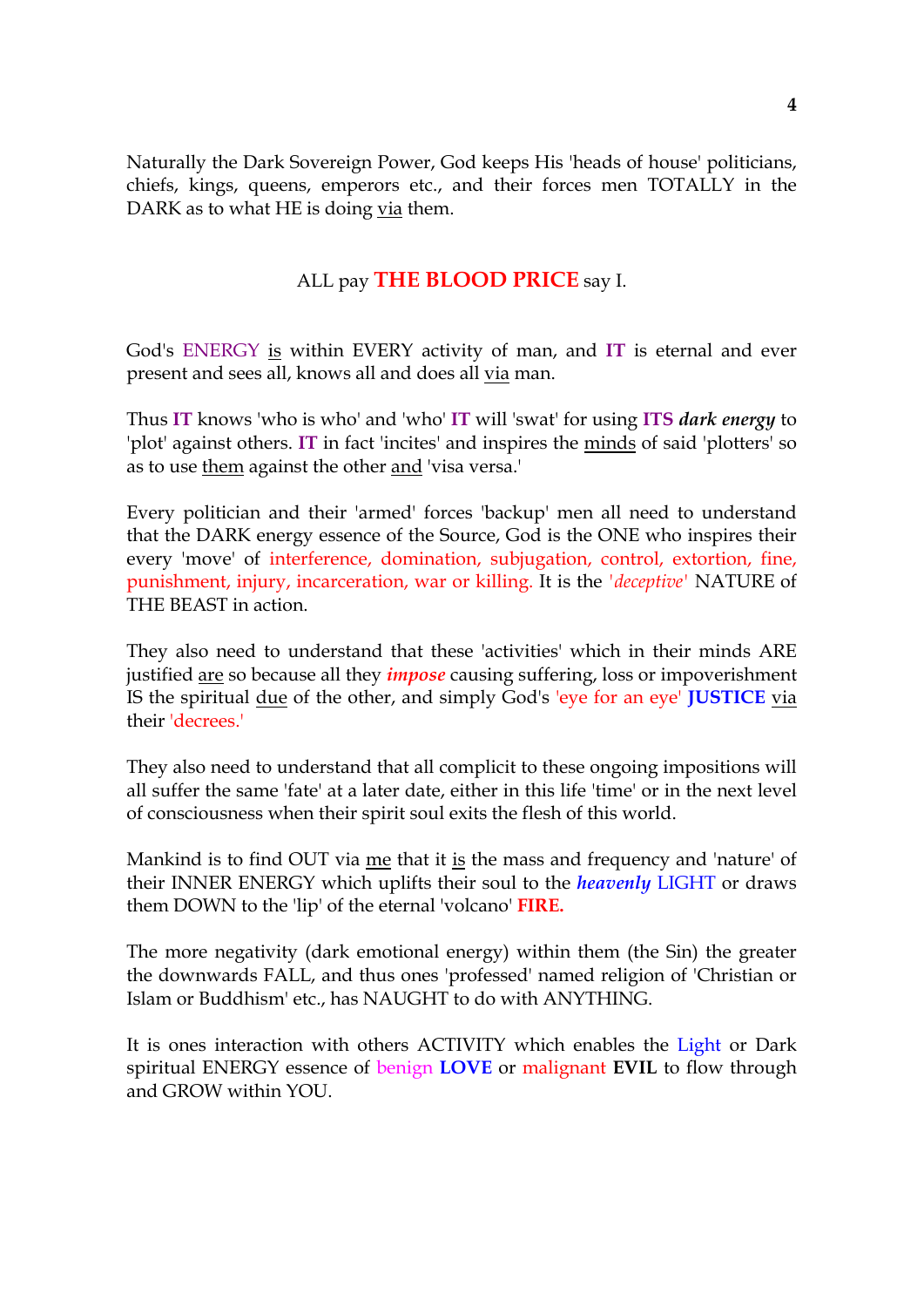Naturally the Dark Sovereign Power, God keeps His 'heads of house' politicians, chiefs, kings, queens, emperors etc., and their forces men TOTALLY in the DARK as to what HE is doing via them.

ALL pay **THE BLOOD PRICE** say I.

God's ENERGY is within EVERY activity of man, and **IT** is eternal and ever present and sees all, knows all and does all via man.

Thus **IT** knows 'who is who' and 'who' **IT** will 'swat' for using **ITS** ***dark energy*** to 'plot' against others. **IT** in fact 'incites' and inspires the minds of said 'plotters' so as to use them against the other and 'visa versa.'

Every politician and their 'armed' forces 'backup' men all need to understand that the DARK energy essence of the Source, God is the ONE who inspires their every 'move' of interference, domination, subjugation, control, extortion, fine, punishment, injury, incarceration, war or killing. It is the '*deceptive*' NATURE of THE BEAST in action.

They also need to understand that these 'activities' which in their minds ARE justified are so because all they ***impose*** causing suffering, loss or impoverishment IS the spiritual due of the other, and simply God's 'eye for an eye' **JUSTICE** via their 'decrees.'

They also need to understand that all complicit to these ongoing impositions will all suffer the same 'fate' at a later date, either in this life 'time' or in the next level of consciousness when their spirit soul exits the flesh of this world.

Mankind is to find OUT via me that it is the mass and frequency and 'nature' of their INNER ENERGY which uplifts their soul to the ***heavenly*** LIGHT or draws them DOWN to the 'lip' of the eternal 'volcano' **FIRE.**

The more negativity (dark emotional energy) within them (the Sin) the greater the downwards FALL, and thus ones 'professed' named religion of 'Christian or Islam or Buddhism' etc., has NAUGHT to do with ANYTHING.

It is ones interaction with others ACTIVITY which enables the Light or Dark spiritual ENERGY essence of benign **LOVE** or malignant **EVIL** to flow through and GROW within YOU.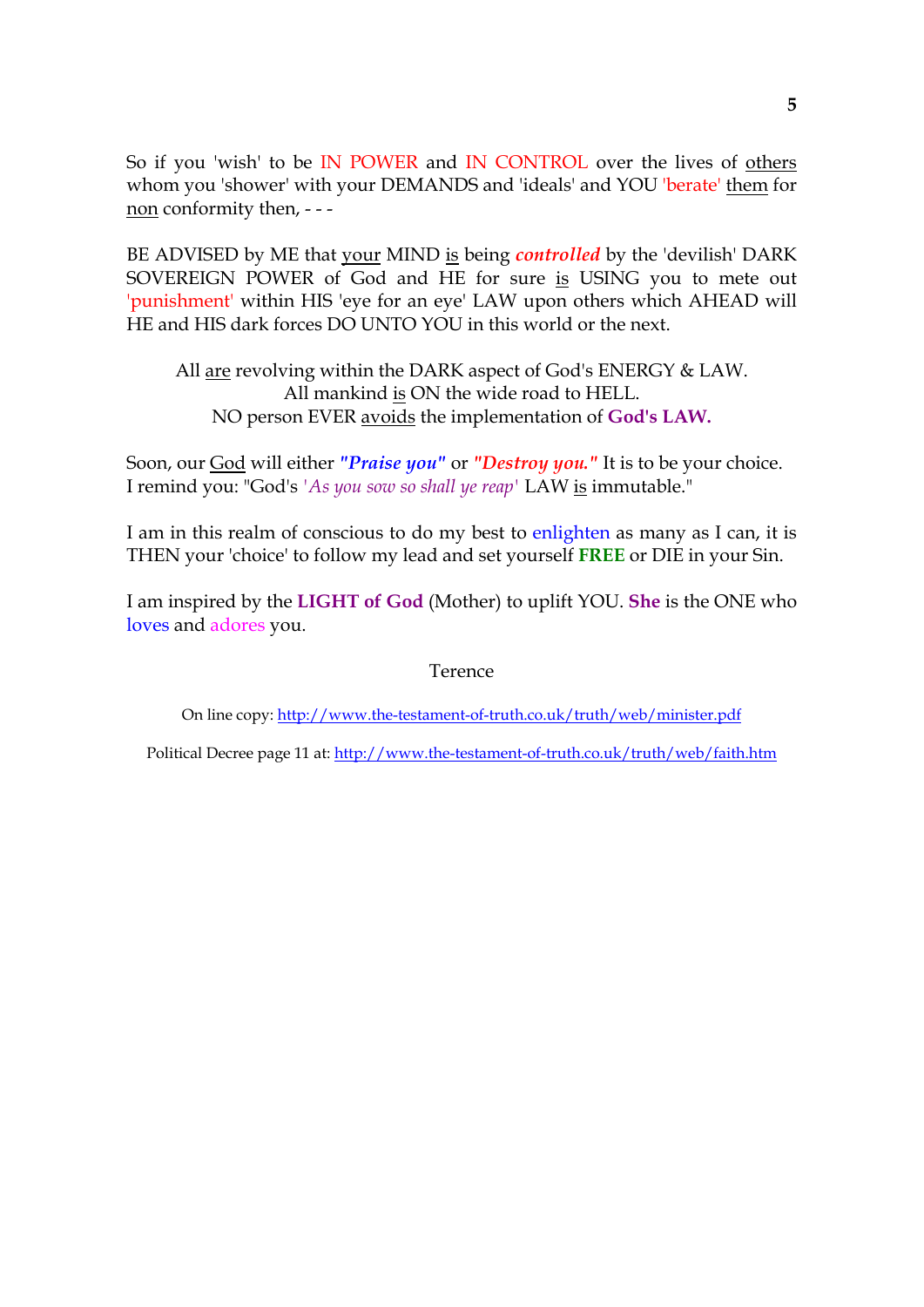So if you 'wish' to be IN POWER and IN CONTROL over the lives of others whom you 'shower' with your DEMANDS and 'ideals' and YOU 'berate' them for non conformity then, - - -

BE ADVISED by ME that your MIND is being ***controlled*** by the 'devilish' DARK SOVEREIGN POWER of God and HE for sure is USING you to mete out 'punishment' within HIS 'eye for an eye' LAW upon others which AHEAD will HE and HIS dark forces DO UNTO YOU in this world or the next.

All are revolving within the DARK aspect of God's ENERGY & LAW.
All mankind is ON the wide road to HELL.
NO person EVER avoids the implementation of **God's LAW.**

Soon, our God will either ***"Praise you"*** or ***"Destroy you."*** It is to be your choice.
I remind you: "God's *'As you sow so shall ye reap'* LAW is immutable."

I am in this realm of conscious to do my best to enlighten as many as I can, it is THEN your 'choice' to follow my lead and set yourself **FREE** or DIE in your Sin.

I am inspired by the **LIGHT of God** (Mother) to uplift YOU. **She** is the ONE who loves and adores you.

Terence

On line copy: http://www.the-testament-of-truth.co.uk/truth/web/minister.pdf

Political Decree page 11 at: http://www.the-testament-of-truth.co.uk/truth/web/faith.htm